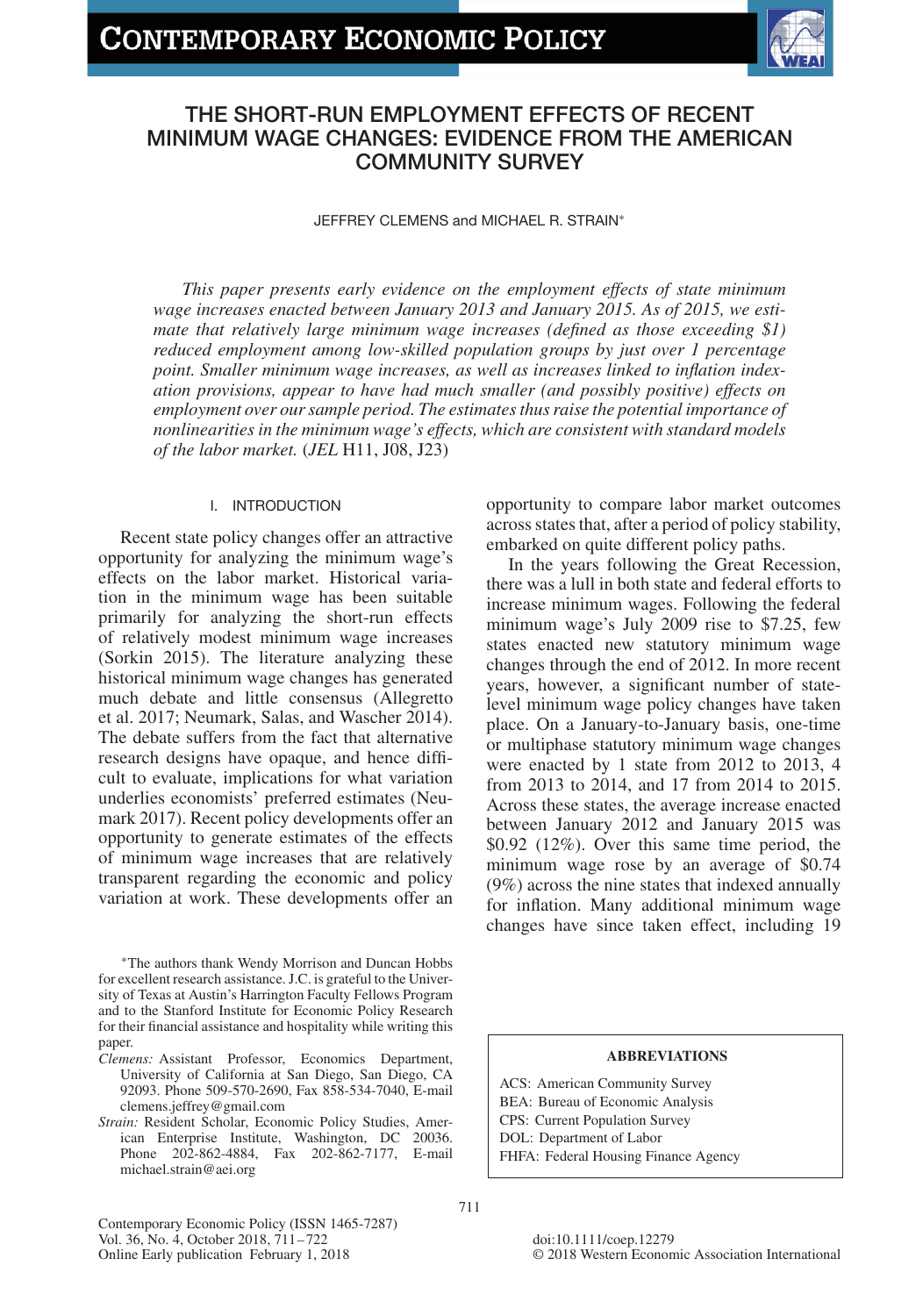# THE SHORT-RUN EMPLOYMENT EFFECTS OF RECENT MINIMUM WAGE CHANGES: EVIDENCE FROM THE AMERICAN COMMUNITY SURVEY

JEFFREY CLEMENS and MICHAEL R. STRAIN*

*This paper presents early evidence on the employment effects of state minimum wage increases enacted between January 2013 and January 2015. As of 2015, we estimate that relatively large minimum wage increases (defined as those exceeding $1) reduced employment among low-skilled population groups by just over 1 percentage point. Smaller minimum wage increases, as well as increases linked to inflation indexation provisions, appear to have had much smaller (and possibly positive) effects on employment over our sample period. The estimates thus raise the potential importance of nonlinearities in the minimum wage's effects, which are consistent with standard models of the labor market.* (*JEL* H11, J08, J23)

## I. INTRODUCTION

Recent state policy changes offer an attractive opportunity for analyzing the minimum wage's effects on the labor market. Historical variation in the minimum wage has been suitable primarily for analyzing the short-run effects of relatively modest minimum wage increases (Sorkin 2015). The literature analyzing these historical minimum wage changes has generated much debate and little consensus (Allegretto et al. 2017; Neumark, Salas, and Wascher 2014). The debate suffers from the fact that alternative research designs have opaque, and hence difficult to evaluate, implications for what variation underlies economists' preferred estimates (Neumark 2017). Recent policy developments offer an opportunity to generate estimates of the effects of minimum wage increases that are relatively transparent regarding the economic and policy variation at work. These developments offer an opportunity to compare labor market outcomes across states that, after a period of policy stability, embarked on quite different policy paths.

In the years following the Great Recession, there was a lull in both state and federal efforts to increase minimum wages. Following the federal minimum wage's July 2009 rise to $7.25, few states enacted new statutory minimum wage changes through the end of 2012. In more recent years, however, a significant number of state-level minimum wage policy changes have taken place. On a January-to-January basis, one-time or multiphase statutory minimum wage changes were enacted by 1 state from 2012 to 2013, 4 from 2013 to 2014, and 17 from 2014 to 2015. Across these states, the average increase enacted between January 2012 and January 2015 was $0.92 (12%). Over this same time period, the minimum wage rose by an average of $0.74 (9%) across the nine states that indexed annually for inflation. Many additional minimum wage changes have since taken effect, including 19

*The authors thank Wendy Morrison and Duncan Hobbs for excellent research assistance. J.C. is grateful to the University of Texas at Austin's Harrington Faculty Fellows Program and to the Stanford Institute for Economic Policy Research for their financial assistance and hospitality while writing this paper.

*Clemens:* Assistant Professor, Economics Department, University of California at San Diego, San Diego, CA 92093. Phone 509-570-2690, Fax 858-534-7040, E-mail clemens.jeffrey@gmail.com

*Strain:* Resident Scholar, Economic Policy Studies, American Enterprise Institute, Washington, DC 20036. Phone 202-862-4884, Fax 202-862-7177, E-mail michael.strain@aei.org

**ABBREVIATIONS**

ACS: American Community Survey
BEA: Bureau of Economic Analysis
CPS: Current Population Survey
DOL: Department of Labor
FHFA: Federal Housing Finance Agency

doi:10.1111/coep.12279
© 2018 Western Economic Association International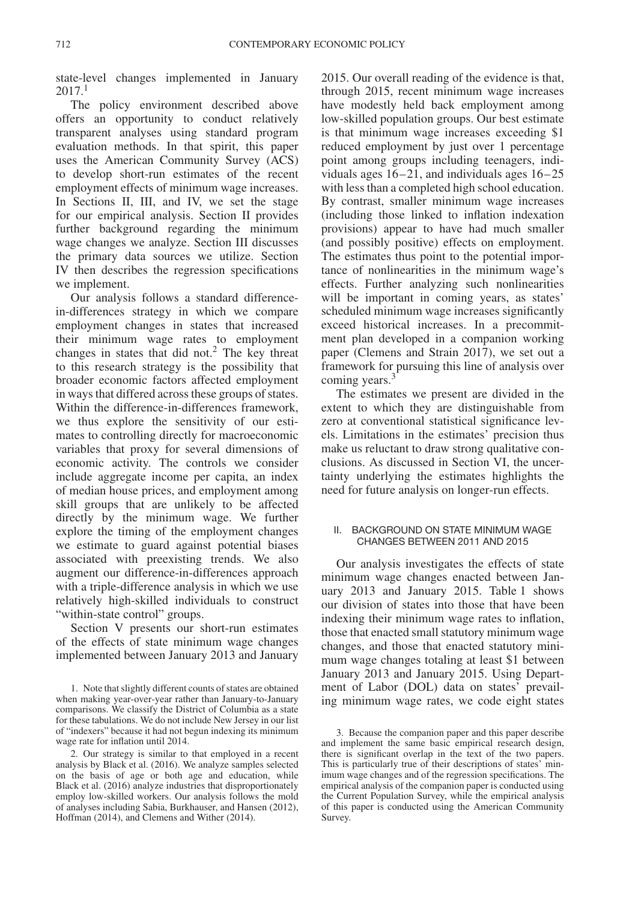state-level changes implemented in January 2017.[1]

The policy environment described above offers an opportunity to conduct relatively transparent analyses using standard program evaluation methods. In that spirit, this paper uses the American Community Survey (ACS) to develop short-run estimates of the recent employment effects of minimum wage increases. In Sections II, III, and IV, we set the stage for our empirical analysis. Section II provides further background regarding the minimum wage changes we analyze. Section III discusses the primary data sources we utilize. Section IV then describes the regression specifications we implement.

Our analysis follows a standard difference-in-differences strategy in which we compare employment changes in states that increased their minimum wage rates to employment changes in states that did not.[2] The key threat to this research strategy is the possibility that broader economic factors affected employment in ways that differed across these groups of states. Within the difference-in-differences framework, we thus explore the sensitivity of our estimates to controlling directly for macroeconomic variables that proxy for several dimensions of economic activity. The controls we consider include aggregate income per capita, an index of median house prices, and employment among skill groups that are unlikely to be affected directly by the minimum wage. We further explore the timing of the employment changes we estimate to guard against potential biases associated with preexisting trends. We also augment our difference-in-differences approach with a triple-difference analysis in which we use relatively high-skilled individuals to construct "within-state control" groups.

Section V presents our short-run estimates of the effects of state minimum wage changes implemented between January 2013 and January 2015. Our overall reading of the evidence is that, through 2015, recent minimum wage increases have modestly held back employment among low-skilled population groups. Our best estimate is that minimum wage increases exceeding \$1 reduced employment by just over 1 percentage point among groups including teenagers, individuals ages 16–21, and individuals ages 16–25 with less than a completed high school education. By contrast, smaller minimum wage increases (including those linked to inflation indexation provisions) appear to have had much smaller (and possibly positive) effects on employment. The estimates thus point to the potential importance of nonlinearities in the minimum wage's effects. Further analyzing such nonlinearities will be important in coming years, as states' scheduled minimum wage increases significantly exceed historical increases. In a precommitment plan developed in a companion working paper (Clemens and Strain 2017), we set out a framework for pursuing this line of analysis over coming years.[3]

The estimates we present are divided in the extent to which they are distinguishable from zero at conventional statistical significance levels. Limitations in the estimates' precision thus make us reluctant to draw strong qualitative conclusions. As discussed in Section VI, the uncertainty underlying the estimates highlights the need for future analysis on longer-run effects.

## II. BACKGROUND ON STATE MINIMUM WAGE CHANGES BETWEEN 2011 AND 2015

Our analysis investigates the effects of state minimum wage changes enacted between January 2013 and January 2015. Table 1 shows our division of states into those that have been indexing their minimum wage rates to inflation, those that enacted small statutory minimum wage changes, and those that enacted statutory minimum wage changes totaling at least \$1 between January 2013 and January 2015. Using Department of Labor (DOL) data on states' prevailing minimum wage rates, we code eight states

1. Note that slightly different counts of states are obtained when making year-over-year rather than January-to-January comparisons. We classify the District of Columbia as a state for these tabulations. We do not include New Jersey in our list of "indexers" because it had not begun indexing its minimum wage rate for inflation until 2014.

2. Our strategy is similar to that employed in a recent analysis by Black et al. (2016). We analyze samples selected on the basis of age or both age and education, while Black et al. (2016) analyze industries that disproportionately employ low-skilled workers. Our analysis follows the mold of analyses including Sabia, Burkhauser, and Hansen (2012), Hoffman (2014), and Clemens and Wither (2014).

3. Because the companion paper and this paper describe and implement the same basic empirical research design, there is significant overlap in the text of the two papers. This is particularly true of their descriptions of states' minimum wage changes and of the regression specifications. The empirical analysis of the companion paper is conducted using the Current Population Survey, while the empirical analysis of this paper is conducted using the American Community Survey.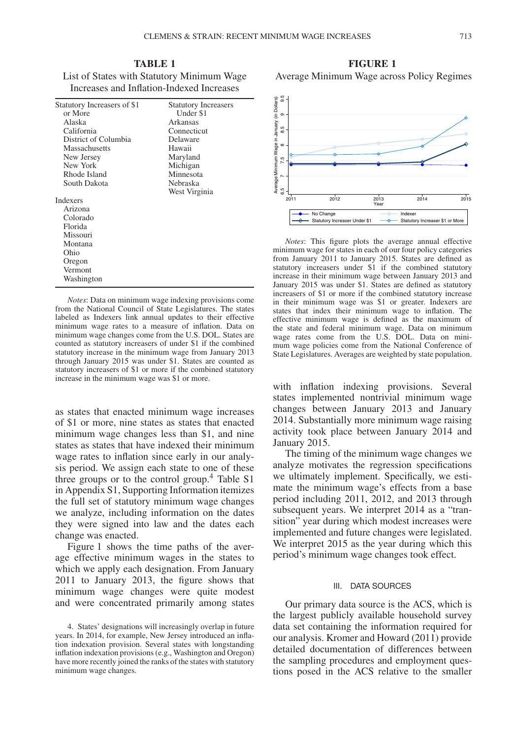**TABLE 1**

List of States with Statutory Minimum Wage Increases and Inflation-Indexed Increases

| Statutory Increasers of $1 or More | Statutory Increasers Under $1 |
|---|---|
| Alaska | Arkansas |
| California | Connecticut |
| District of Columbia | Delaware |
| Massachusetts | Hawaii |
| New Jersey | Maryland |
| New York | Michigan |
| Rhode Island | Minnesota |
| South Dakota | Nebraska |
| | West Virginia |
| **Indexers** | |
| Arizona | |
| Colorado | |
| Florida | |
| Missouri | |
| Montana | |
| Ohio | |
| Oregon | |
| Vermont | |
| Washington | |

*Notes*: Data on minimum wage indexing provisions come from the National Council of State Legislatures. The states labeled as Indexers link annual updates to their effective minimum wage rates to a measure of inflation. Data on minimum wage changes come from the U.S. DOL. States are counted as statutory increasers of under $1 if the combined statutory increase in the minimum wage from January 2013 through January 2015 was under $1. States are counted as statutory increasers of $1 or more if the combined statutory increase in the minimum wage was $1 or more.

as states that enacted minimum wage increases of $1 or more, nine states as states that enacted minimum wage changes less than $1, and nine states as states that have indexed their minimum wage rates to inflation since early in our analysis period. We assign each state to one of these three groups or to the control group.[4] Table S1 in Appendix S1, Supporting Information itemizes the full set of statutory minimum wage changes we analyze, including information on the dates they were signed into law and the dates each change was enacted.

Figure 1 shows the time paths of the average effective minimum wages in the states to which we apply each designation. From January 2011 to January 2013, the figure shows that minimum wage changes were quite modest and were concentrated primarily among states with inflation indexing provisions. Several states implemented nontrivial minimum wage changes between January 2013 and January 2014. Substantially more minimum wage raising activity took place between January 2014 and January 2015.

**FIGURE 1**

Average Minimum Wage across Policy Regimes

*Notes*: This figure plots the average annual effective minimum wage for states in each of our four policy categories from January 2011 to January 2015. States are defined as statutory increasers under $1 if the combined statutory increase in their minimum wage between January 2013 and January 2015 was under $1. States are defined as statutory increasers of $1 or more if the combined statutory increase in their minimum wage was $1 or greater. Indexers are states that index their minimum wage to inflation. The effective minimum wage is defined as the maximum of the state and federal minimum wage. Data on minimum wage rates come from the U.S. DOL. Data on minimum wage policies come from the National Conference of State Legislatures. Averages are weighted by state population.

The timing of the minimum wage changes we analyze motivates the regression specifications we ultimately implement. Specifically, we estimate the minimum wage's effects from a base period including 2011, 2012, and 2013 through subsequent years. We interpret 2014 as a "transition" year during which modest increases were implemented and future changes were legislated. We interpret 2015 as the year during which this period's minimum wage changes took effect.

## III. DATA SOURCES

Our primary data source is the ACS, which is the largest publicly available household survey data set containing the information required for our analysis. Kromer and Howard (2011) provide detailed documentation of differences between the sampling procedures and employment questions posed in the ACS relative to the smaller

4. States' designations will increasingly overlap in future years. In 2014, for example, New Jersey introduced an inflation indexation provision. Several states with longstanding inflation indexation provisions (e.g., Washington and Oregon) have more recently joined the ranks of the states with statutory minimum wage changes.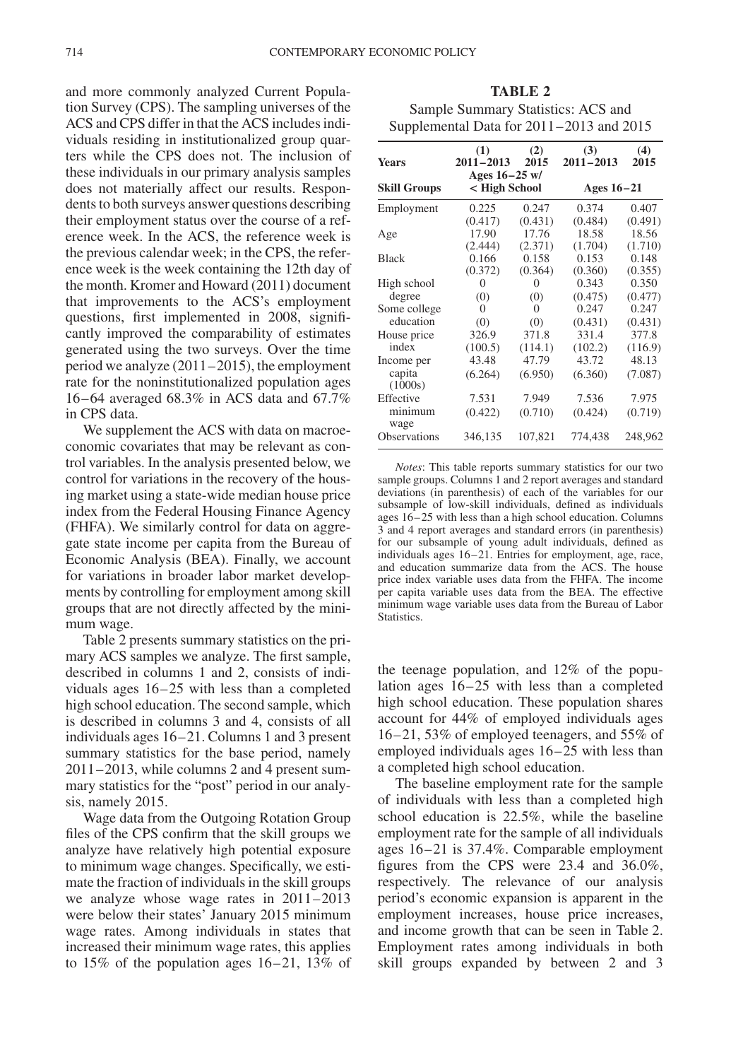and more commonly analyzed Current Population Survey (CPS). The sampling universes of the ACS and CPS differ in that the ACS includes individuals residing in institutionalized group quarters while the CPS does not. The inclusion of these individuals in our primary analysis samples does not materially affect our results. Respondents to both surveys answer questions describing their employment status over the course of a reference week. In the ACS, the reference week is the previous calendar week; in the CPS, the reference week is the week containing the 12th day of the month. Kromer and Howard (2011) document that improvements to the ACS's employment questions, first implemented in 2008, significantly improved the comparability of estimates generated using the two surveys. Over the time period we analyze (2011–2015), the employment rate for the noninstitutionalized population ages 16–64 averaged 68.3% in ACS data and 67.7% in CPS data.

We supplement the ACS with data on macroeconomic covariates that may be relevant as control variables. In the analysis presented below, we control for variations in the recovery of the housing market using a state-wide median house price index from the Federal Housing Finance Agency (FHFA). We similarly control for data on aggregate state income per capita from the Bureau of Economic Analysis (BEA). Finally, we account for variations in broader labor market developments by controlling for employment among skill groups that are not directly affected by the minimum wage.

Table 2 presents summary statistics on the primary ACS samples we analyze. The first sample, described in columns 1 and 2, consists of individuals ages 16–25 with less than a completed high school education. The second sample, which is described in columns 3 and 4, consists of all individuals ages 16–21. Columns 1 and 3 present summary statistics for the base period, namely 2011–2013, while columns 2 and 4 present summary statistics for the "post" period in our analysis, namely 2015.

Wage data from the Outgoing Rotation Group files of the CPS confirm that the skill groups we analyze have relatively high potential exposure to minimum wage changes. Specifically, we estimate the fraction of individuals in the skill groups we analyze whose wage rates in 2011–2013 were below their states' January 2015 minimum wage rates. Among individuals in states that increased their minimum wage rates, this applies to 15% of the population ages 16–21, 13% of the teenage population, and 12% of the population ages 16–25 with less than a completed high school education. These population shares account for 44% of employed individuals ages 16–21, 53% of employed teenagers, and 55% of employed individuals ages 16–25 with less than a completed high school education.

**TABLE 2**
Sample Summary Statistics: ACS and Supplemental Data for 2011–2013 and 2015

| Years | (1) 2011–2013 | (2) 2015 | (3) 2011–2013 | (4) 2015 |
|---|---|---|---|---|
| **Skill Groups** | Ages 16–25 w/ < High School | | Ages 16–21 | |
| Employment | 0.225 | 0.247 | 0.374 | 0.407 |
| | (0.417) | (0.431) | (0.484) | (0.491) |
| Age | 17.90 | 17.76 | 18.58 | 18.56 |
| | (2.444) | (2.371) | (1.704) | (1.710) |
| Black | 0.166 | 0.158 | 0.153 | 0.148 |
| | (0.372) | (0.364) | (0.360) | (0.355) |
| High school degree | 0 | 0 | 0.343 | 0.350 |
| | (0) | (0) | (0.475) | (0.477) |
| Some college education | 0 | 0 | 0.247 | 0.247 |
| | (0) | (0) | (0.431) | (0.431) |
| House price index | 326.9 | 371.8 | 331.4 | 377.8 |
| | (100.5) | (114.1) | (102.2) | (116.9) |
| Income per capita (1000s) | 43.48 | 47.79 | 43.72 | 48.13 |
| | (6.264) | (6.950) | (6.360) | (7.087) |
| Effective minimum wage | 7.531 | 7.949 | 7.536 | 7.975 |
| | (0.422) | (0.710) | (0.424) | (0.719) |
| Observations | 346,135 | 107,821 | 774,438 | 248,962 |

*Notes*: This table reports summary statistics for our two sample groups. Columns 1 and 2 report averages and standard deviations (in parenthesis) of each of the variables for our subsample of low-skill individuals, defined as individuals ages 16–25 with less than a high school education. Columns 3 and 4 report averages and standard errors (in parenthesis) for our subsample of young adult individuals, defined as individuals ages 16–21. Entries for employment, age, race, and education summarize data from the ACS. The house price index variable uses data from the FHFA. The income per capita variable uses data from the BEA. The effective minimum wage variable uses data from the Bureau of Labor Statistics.

The baseline employment rate for the sample of individuals with less than a completed high school education is 22.5%, while the baseline employment rate for the sample of all individuals ages 16–21 is 37.4%. Comparable employment figures from the CPS were 23.4 and 36.0%, respectively. The relevance of our analysis period's economic expansion is apparent in the employment increases, house price increases, and income growth that can be seen in Table 2. Employment rates among individuals in both skill groups expanded by between 2 and 3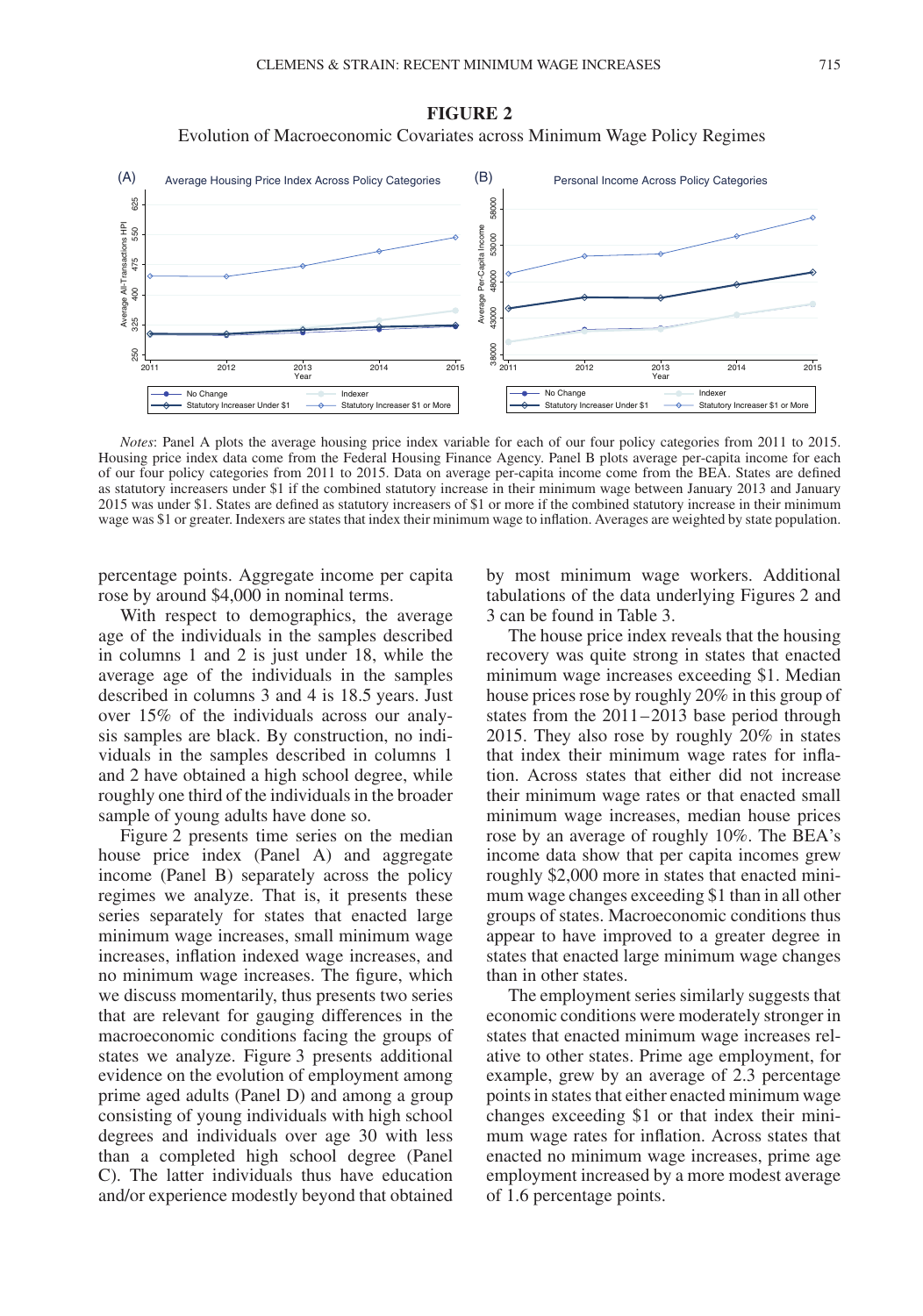**FIGURE 2**

Evolution of Macroeconomic Covariates across Minimum Wage Policy Regimes

*Notes*: Panel A plots the average housing price index variable for each of our four policy categories from 2011 to 2015. Housing price index data come from the Federal Housing Finance Agency. Panel B plots average per-capita income for each of our four policy categories from 2011 to 2015. Data on average per-capita income come from the BEA. States are defined as statutory increasers under \$1 if the combined statutory increase in their minimum wage between January 2013 and January 2015 was under \$1. States are defined as statutory increasers of \$1 or more if the combined statutory increase in their minimum wage was \$1 or greater. Indexers are states that index their minimum wage to inflation. Averages are weighted by state population.

percentage points. Aggregate income per capita rose by around \$4,000 in nominal terms.

With respect to demographics, the average age of the individuals in the samples described in columns 1 and 2 is just under 18, while the average age of the individuals in the samples described in columns 3 and 4 is 18.5 years. Just over 15% of the individuals across our analysis samples are black. By construction, no individuals in the samples described in columns 1 and 2 have obtained a high school degree, while roughly one third of the individuals in the broader sample of young adults have done so.

Figure 2 presents time series on the median house price index (Panel A) and aggregate income (Panel B) separately across the policy regimes we analyze. That is, it presents these series separately for states that enacted large minimum wage increases, small minimum wage increases, inflation indexed wage increases, and no minimum wage increases. The figure, which we discuss momentarily, thus presents two series that are relevant for gauging differences in the macroeconomic conditions facing the groups of states we analyze. Figure 3 presents additional evidence on the evolution of employment among prime aged adults (Panel D) and among a group consisting of young individuals with high school degrees and individuals over age 30 with less than a completed high school degree (Panel C). The latter individuals thus have education and/or experience modestly beyond that obtained by most minimum wage workers. Additional tabulations of the data underlying Figures 2 and 3 can be found in Table 3.

The house price index reveals that the housing recovery was quite strong in states that enacted minimum wage increases exceeding \$1. Median house prices rose by roughly 20% in this group of states from the 2011–2013 base period through 2015. They also rose by roughly 20% in states that index their minimum wage rates for inflation. Across states that either did not increase their minimum wage rates or that enacted small minimum wage increases, median house prices rose by an average of roughly 10%. The BEA's income data show that per capita incomes grew roughly \$2,000 more in states that enacted minimum wage changes exceeding \$1 than in all other groups of states. Macroeconomic conditions thus appear to have improved to a greater degree in states that enacted large minimum wage changes than in other states.

The employment series similarly suggests that economic conditions were moderately stronger in states that enacted minimum wage increases relative to other states. Prime age employment, for example, grew by an average of 2.3 percentage points in states that either enacted minimum wage changes exceeding \$1 or that index their minimum wage rates for inflation. Across states that enacted no minimum wage increases, prime age employment increased by a more modest average of 1.6 percentage points.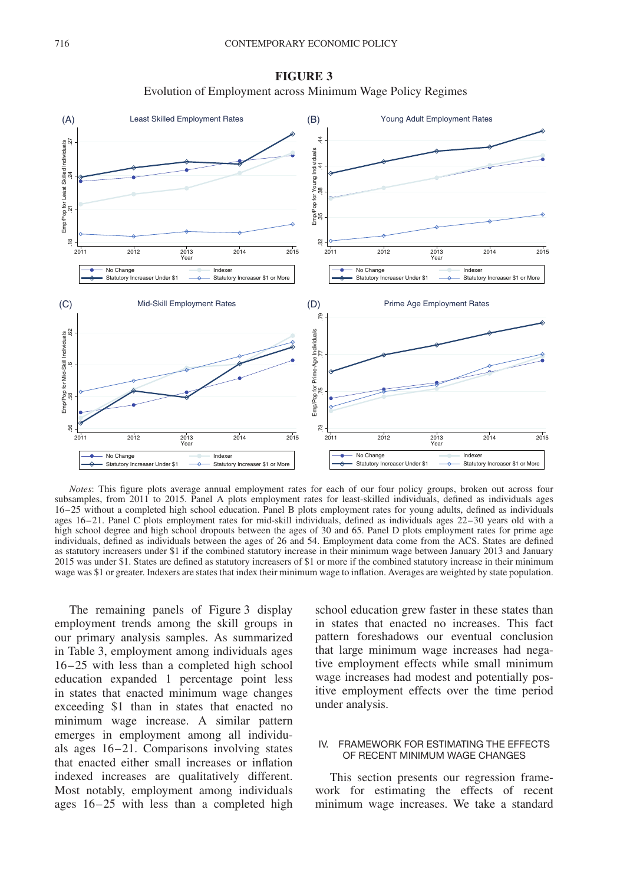**FIGURE 3**

Evolution of Employment across Minimum Wage Policy Regimes

*Notes*: This figure plots average annual employment rates for each of our four policy groups, broken out across four subsamples, from 2011 to 2015. Panel A plots employment rates for least-skilled individuals, defined as individuals ages 16–25 without a completed high school education. Panel B plots employment rates for young adults, defined as individuals ages 16–21. Panel C plots employment rates for mid-skill individuals, defined as individuals ages 22–30 years old with a high school degree and high school dropouts between the ages of 30 and 65. Panel D plots employment rates for prime age individuals, defined as individuals between the ages of 26 and 54. Employment data come from the ACS. States are defined as statutory increasers under $1 if the combined statutory increase in their minimum wage between January 2013 and January 2015 was under $1. States are defined as statutory increasers of $1 or more if the combined statutory increase in their minimum wage was $1 or greater. Indexers are states that index their minimum wage to inflation. Averages are weighted by state population.

The remaining panels of Figure 3 display employment trends among the skill groups in our primary analysis samples. As summarized in Table 3, employment among individuals ages 16–25 with less than a completed high school education expanded 1 percentage point less in states that enacted minimum wage changes exceeding $1 than in states that enacted no minimum wage increase. A similar pattern emerges in employment among all individuals ages 16–21. Comparisons involving states that enacted either small increases or inflation indexed increases are qualitatively different. Most notably, employment among individuals ages 16–25 with less than a completed high school education grew faster in these states than in states that enacted no increases. This fact pattern foreshadows our eventual conclusion that large minimum wage increases had negative employment effects while small minimum wage increases had modest and potentially positive employment effects over the time period under analysis.

## IV. FRAMEWORK FOR ESTIMATING THE EFFECTS OF RECENT MINIMUM WAGE CHANGES

This section presents our regression framework for estimating the effects of recent minimum wage increases. We take a standard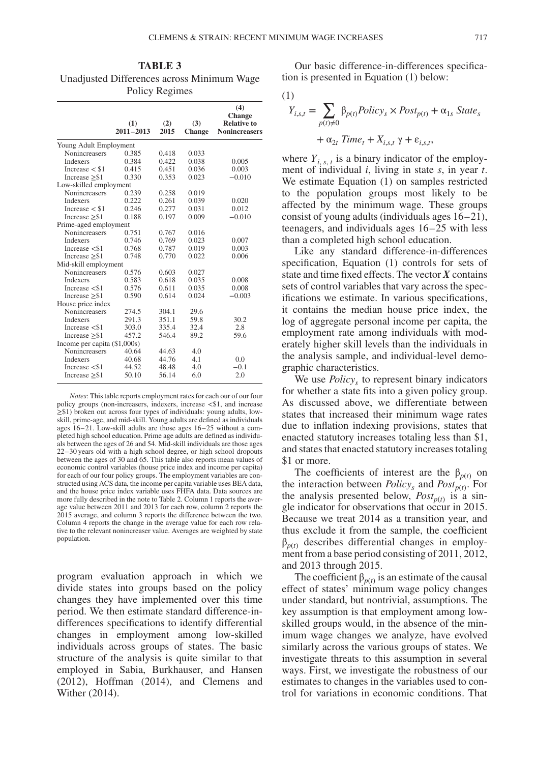**TABLE 3**
Unadjusted Differences across Minimum Wage Policy Regimes

| | (1) 2011–2013 | (2) 2015 | (3) Change | (4) Change Relative to Nonincreasers |
|---|---|---|---|---|
| Young Adult Employment | | | | |
| Nonincreasers | 0.385 | 0.418 | 0.033 | |
| Indexers | 0.384 | 0.422 | 0.038 | 0.005 |
| Increase < \$1 | 0.415 | 0.451 | 0.036 | 0.003 |
| Increase ≥\$1 | 0.330 | 0.353 | 0.023 | −0.010 |
| Low-skilled employment | | | | |
| Nonincreasers | 0.239 | 0.258 | 0.019 | |
| Indexers | 0.222 | 0.261 | 0.039 | 0.020 |
| Increase < \$1 | 0.246 | 0.277 | 0.031 | 0.012 |
| Increase ≥\$1 | 0.188 | 0.197 | 0.009 | −0.010 |
| Prime-aged employment | | | | |
| Nonincreasers | 0.751 | 0.767 | 0.016 | |
| Indexers | 0.746 | 0.769 | 0.023 | 0.007 |
| Increase <\$1 | 0.768 | 0.787 | 0.019 | 0.003 |
| Increase ≥\$1 | 0.748 | 0.770 | 0.022 | 0.006 |
| Mid-skill employment | | | | |
| Nonincreasers | 0.576 | 0.603 | 0.027 | |
| Indexers | 0.583 | 0.618 | 0.035 | 0.008 |
| Increase <\$1 | 0.576 | 0.611 | 0.035 | 0.008 |
| Increase ≥\$1 | 0.590 | 0.614 | 0.024 | −0.003 |
| House price index | | | | |
| Nonincreasers | 274.5 | 304.1 | 29.6 | |
| Indexers | 291.3 | 351.1 | 59.8 | 30.2 |
| Increase <\$1 | 303.0 | 335.4 | 32.4 | 2.8 |
| Increase ≥\$1 | 457.2 | 546.4 | 89.2 | 59.6 |
| Income per capita (\$1,000s) | | | | |
| Nonincreasers | 40.64 | 44.63 | 4.0 | |
| Indexers | 40.68 | 44.76 | 4.1 | 0.0 |
| Increase <\$1 | 44.52 | 48.48 | 4.0 | −0.1 |
| Increase ≥\$1 | 50.10 | 56.14 | 6.0 | 2.0 |

*Notes*: This table reports employment rates for each our of our four policy groups (non-increasers, indexers, increase <\$1, and increase ≥\$1) broken out across four types of individuals: young adults, low-skill, prime-age, and mid-skill. Young adults are defined as individuals ages 16–21. Low-skill adults are those ages 16–25 without a completed high school education. Prime age adults are defined as individuals between the ages of 26 and 54. Mid-skill individuals are those ages 22–30 years old with a high school degree, or high school dropouts between the ages of 30 and 65. This table also reports mean values of economic control variables (house price index and income per capita) for each of our four policy groups. The employment variables are constructed using ACS data, the income per capita variable uses BEA data, and the house price index variable uses FHFA data. Data sources are more fully described in the note to Table 2. Column 1 reports the average value between 2011 and 2013 for each row, column 2 reports the 2015 average, and column 3 reports the difference between the two. Column 4 reports the change in the average value for each row relative to the relevant nonincreaser value. Averages are weighted by state population.

program evaluation approach in which we divide states into groups based on the policy changes they have implemented over this time period. We then estimate standard difference-in-differences specifications to identify differential changes in employment among low-skilled individuals across groups of states. The basic structure of the analysis is quite similar to that employed in Sabia, Burkhauser, and Hansen (2012), Hoffman (2014), and Clemens and Wither (2014).

Our basic difference-in-differences specification is presented in Equation (1) below:

$$Y_{i,s,t} = \sum_{p(t)\neq 0} \beta_{p(t)} Policy_s \times Post_{p(t)} + \alpha_{1s}\, State_s + \alpha_{2t}\, Time_t + X_{i,s,t}\,\gamma + \varepsilon_{i,s,t}, \tag{1}$$

where $Y_{i,s,t}$ is a binary indicator of the employment of individual $i$, living in state $s$, in year $t$. We estimate Equation (1) on samples restricted to the population groups most likely to be affected by the minimum wage. These groups consist of young adults (individuals ages 16–21), teenagers, and individuals ages 16–25 with less than a completed high school education.

Like any standard difference-in-differences specification, Equation (1) controls for sets of state and time fixed effects. The vector $\boldsymbol{X}$ contains sets of control variables that vary across the specifications we estimate. In various specifications, it contains the median house price index, the log of aggregate personal income per capita, the employment rate among individuals with moderately higher skill levels than the individuals in the analysis sample, and individual-level demographic characteristics.

We use $Policy_s$ to represent binary indicators for whether a state fits into a given policy group. As discussed above, we differentiate between states that increased their minimum wage rates due to inflation indexing provisions, states that enacted statutory increases totaling less than \$1, and states that enacted statutory increases totaling \$1 or more.

The coefficients of interest are the $\beta_{p(t)}$ on the interaction between $Policy_s$ and $Post_{p(t)}$. For the analysis presented below, $Post_{p(t)}$ is a single indicator for observations that occur in 2015. Because we treat 2014 as a transition year, and thus exclude it from the sample, the coefficient $\beta_{p(t)}$ describes differential changes in employment from a base period consisting of 2011, 2012, and 2013 through 2015.

The coefficient $\beta_{p(t)}$ is an estimate of the causal effect of states' minimum wage policy changes under standard, but nontrivial, assumptions. The key assumption is that employment among low-skilled groups would, in the absence of the minimum wage changes we analyze, have evolved similarly across the various groups of states. We investigate threats to this assumption in several ways. First, we investigate the robustness of our estimates to changes in the variables used to control for variations in economic conditions. That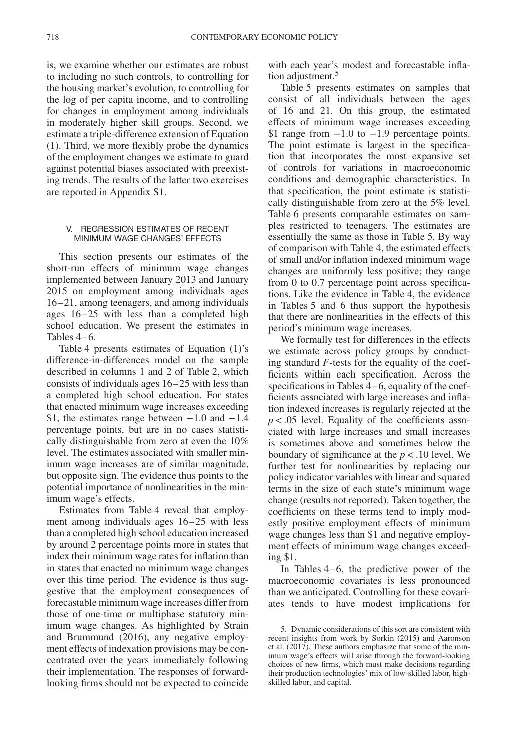is, we examine whether our estimates are robust to including no such controls, to controlling for the housing market's evolution, to controlling for the log of per capita income, and to controlling for changes in employment among individuals in moderately higher skill groups. Second, we estimate a triple-difference extension of Equation (1). Third, we more flexibly probe the dynamics of the employment changes we estimate to guard against potential biases associated with preexisting trends. The results of the latter two exercises are reported in Appendix S1.

## V. REGRESSION ESTIMATES OF RECENT MINIMUM WAGE CHANGES' EFFECTS

This section presents our estimates of the short-run effects of minimum wage changes implemented between January 2013 and January 2015 on employment among individuals ages 16–21, among teenagers, and among individuals ages 16–25 with less than a completed high school education. We present the estimates in Tables 4–6.

Table 4 presents estimates of Equation (1)'s difference-in-differences model on the sample described in columns 1 and 2 of Table 2, which consists of individuals ages 16–25 with less than a completed high school education. For states that enacted minimum wage increases exceeding \$1, the estimates range between −1.0 and −1.4 percentage points, but are in no cases statistically distinguishable from zero at even the 10% level. The estimates associated with smaller minimum wage increases are of similar magnitude, but opposite sign. The evidence thus points to the potential importance of nonlinearities in the minimum wage's effects.

Estimates from Table 4 reveal that employment among individuals ages 16–25 with less than a completed high school education increased by around 2 percentage points more in states that index their minimum wage rates for inflation than in states that enacted no minimum wage changes over this time period. The evidence is thus suggestive that the employment consequences of forecastable minimum wage increases differ from those of one-time or multiphase statutory minimum wage changes. As highlighted by Strain and Brummund (2016), any negative employment effects of indexation provisions may be concentrated over the years immediately following their implementation. The responses of forward-looking firms should not be expected to coincide with each year's modest and forecastable inflation adjustment.[5]

Table 5 presents estimates on samples that consist of all individuals between the ages of 16 and 21. On this group, the estimated effects of minimum wage increases exceeding \$1 range from −1.0 to −1.9 percentage points. The point estimate is largest in the specification that incorporates the most expansive set of controls for variations in macroeconomic conditions and demographic characteristics. In that specification, the point estimate is statistically distinguishable from zero at the 5% level. Table 6 presents comparable estimates on samples restricted to teenagers. The estimates are essentially the same as those in Table 5. By way of comparison with Table 4, the estimated effects of small and/or inflation indexed minimum wage changes are uniformly less positive; they range from 0 to 0.7 percentage point across specifications. Like the evidence in Table 4, the evidence in Tables 5 and 6 thus support the hypothesis that there are nonlinearities in the effects of this period's minimum wage increases.

We formally test for differences in the effects we estimate across policy groups by conducting standard *F*-tests for the equality of the coefficients within each specification. Across the specifications in Tables 4–6, equality of the coefficients associated with large increases and inflation indexed increases is regularly rejected at the $p < .05$ level. Equality of the coefficients associated with large increases and small increases is sometimes above and sometimes below the boundary of significance at the $p < .10$ level. We further test for nonlinearities by replacing our policy indicator variables with linear and squared terms in the size of each state's minimum wage change (results not reported). Taken together, the coefficients on these terms tend to imply modestly positive employment effects of minimum wage changes less than \$1 and negative employment effects of minimum wage changes exceeding \$1.

In Tables 4–6, the predictive power of the macroeconomic covariates is less pronounced than we anticipated. Controlling for these covariates tends to have modest implications for

5. Dynamic considerations of this sort are consistent with recent insights from work by Sorkin (2015) and Aaronson et al. (2017). These authors emphasize that some of the minimum wage's effects will arise through the forward-looking choices of new firms, which must make decisions regarding their production technologies' mix of low-skilled labor, high-skilled labor, and capital.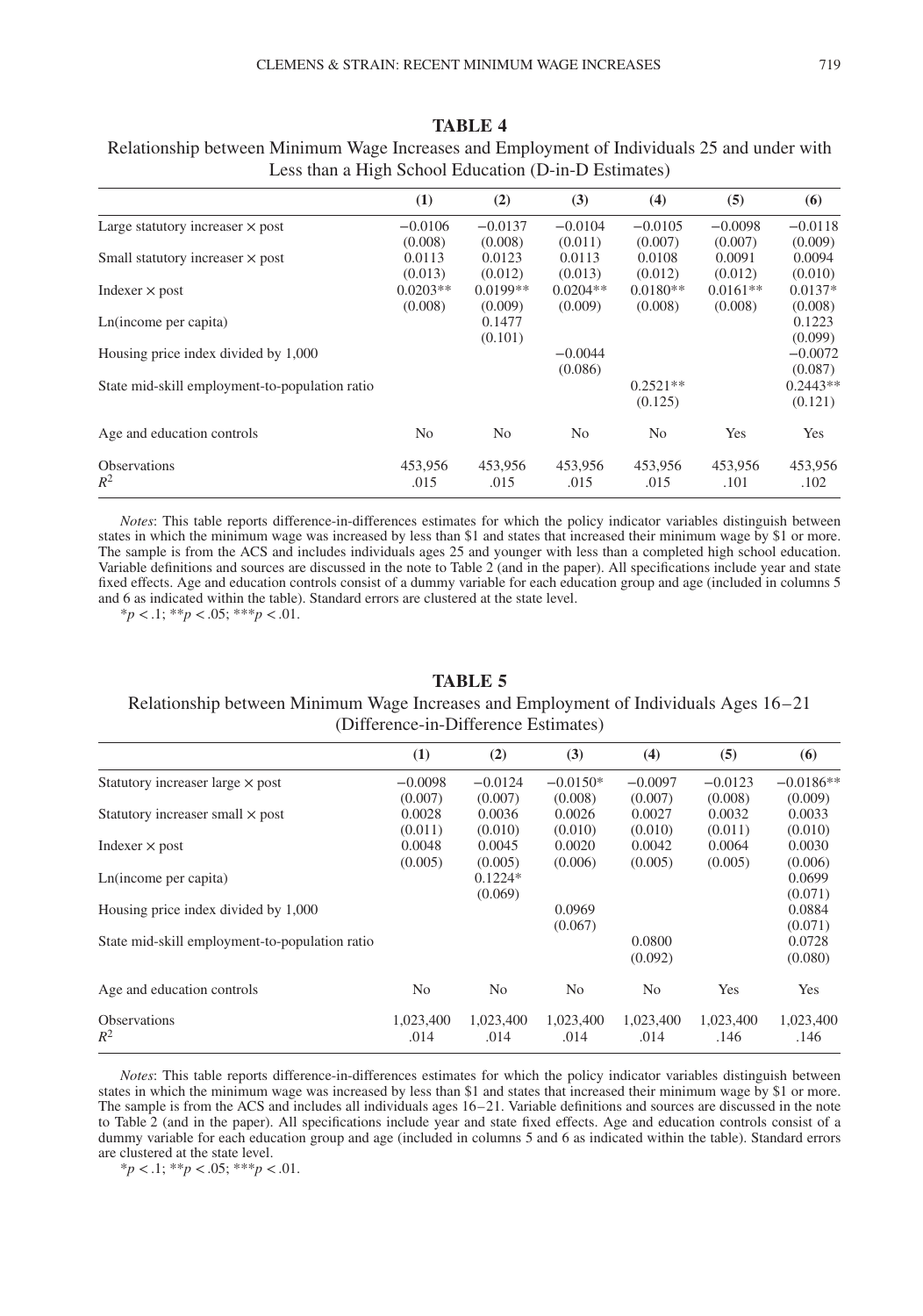**TABLE 4**

Relationship between Minimum Wage Increases and Employment of Individuals 25 and under with Less than a High School Education (D-in-D Estimates)

| | (1) | (2) | (3) | (4) | (5) | (6) |
|---|---|---|---|---|---|---|
| Large statutory increaser × post | −0.0106 | −0.0137 | −0.0104 | −0.0105 | −0.0098 | −0.0118 |
| | (0.008) | (0.008) | (0.011) | (0.007) | (0.007) | (0.009) |
| Small statutory increaser × post | 0.0113 | 0.0123 | 0.0113 | 0.0108 | 0.0091 | 0.0094 |
| | (0.013) | (0.012) | (0.013) | (0.012) | (0.012) | (0.010) |
| Indexer × post | 0.0203** | 0.0199** | 0.0204** | 0.0180** | 0.0161** | 0.0137* |
| | (0.008) | (0.009) | (0.009) | (0.008) | (0.008) | (0.008) |
| Ln(income per capita) | | 0.1477 | | | | 0.1223 |
| | | (0.101) | | | | (0.099) |
| Housing price index divided by 1,000 | | | −0.0044 | | | −0.0072 |
| | | | (0.086) | | | (0.087) |
| State mid-skill employment-to-population ratio | | | | 0.2521** | | 0.2443** |
| | | | | (0.125) | | (0.121) |
| Age and education controls | No | No | No | No | Yes | Yes |
| Observations | 453,956 | 453,956 | 453,956 | 453,956 | 453,956 | 453,956 |
| $R^2$ | .015 | .015 | .015 | .015 | .101 | .102 |

*Notes*: This table reports difference-in-differences estimates for which the policy indicator variables distinguish between states in which the minimum wage was increased by less than $1 and states that increased their minimum wage by $1 or more. The sample is from the ACS and includes individuals ages 25 and younger with less than a completed high school education. Variable definitions and sources are discussed in the note to Table 2 (and in the paper). All specifications include year and state fixed effects. Age and education controls consist of a dummy variable for each education group and age (included in columns 5 and 6 as indicated within the table). Standard errors are clustered at the state level.

*$p < .1$; **$p < .05$; ***$p < .01$.

**TABLE 5**

Relationship between Minimum Wage Increases and Employment of Individuals Ages 16–21 (Difference-in-Difference Estimates)

| | (1) | (2) | (3) | (4) | (5) | (6) |
|---|---|---|---|---|---|---|
| Statutory increaser large × post | −0.0098 | −0.0124 | −0.0150* | −0.0097 | −0.0123 | −0.0186** |
| | (0.007) | (0.007) | (0.008) | (0.007) | (0.008) | (0.009) |
| Statutory increaser small × post | 0.0028 | 0.0036 | 0.0026 | 0.0027 | 0.0032 | 0.0033 |
| | (0.011) | (0.010) | (0.010) | (0.010) | (0.011) | (0.010) |
| Indexer × post | 0.0048 | 0.0045 | 0.0020 | 0.0042 | 0.0064 | 0.0030 |
| | (0.005) | (0.005) | (0.006) | (0.005) | (0.005) | (0.006) |
| Ln(income per capita) | | 0.1224* | | | | 0.0699 |
| | | (0.069) | | | | (0.071) |
| Housing price index divided by 1,000 | | | 0.0969 | | | 0.0884 |
| | | | (0.067) | | | (0.071) |
| State mid-skill employment-to-population ratio | | | | 0.0800 | | 0.0728 |
| | | | | (0.092) | | (0.080) |
| Age and education controls | No | No | No | No | Yes | Yes |
| Observations | 1,023,400 | 1,023,400 | 1,023,400 | 1,023,400 | 1,023,400 | 1,023,400 |
| $R^2$ | .014 | .014 | .014 | .014 | .146 | .146 |

*Notes*: This table reports difference-in-differences estimates for which the policy indicator variables distinguish between states in which the minimum wage was increased by less than $1 and states that increased their minimum wage by $1 or more. The sample is from the ACS and includes all individuals ages 16–21. Variable definitions and sources are discussed in the note to Table 2 (and in the paper). All specifications include year and state fixed effects. Age and education controls consist of a dummy variable for each education group and age (included in columns 5 and 6 as indicated within the table). Standard errors are clustered at the state level.

*$p < .1$; **$p < .05$; ***$p < .01$.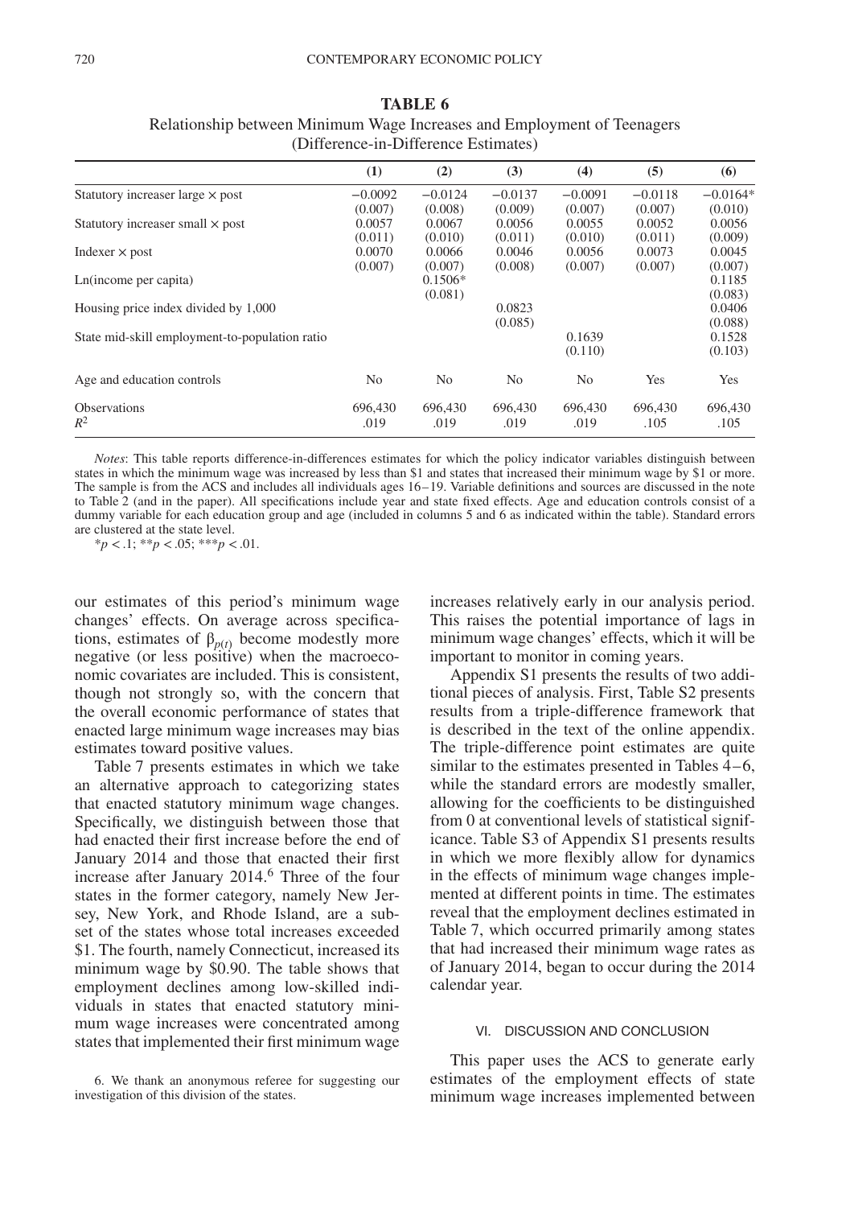**TABLE 6**

Relationship between Minimum Wage Increases and Employment of Teenagers (Difference-in-Difference Estimates)

| | (1) | (2) | (3) | (4) | (5) | (6) |
|---|---|---|---|---|---|---|
| Statutory increaser large × post | −0.0092 | −0.0124 | −0.0137 | −0.0091 | −0.0118 | −0.0164* |
| | (0.007) | (0.008) | (0.009) | (0.007) | (0.007) | (0.010) |
| Statutory increaser small × post | 0.0057 | 0.0067 | 0.0056 | 0.0055 | 0.0052 | 0.0056 |
| | (0.011) | (0.010) | (0.011) | (0.010) | (0.011) | (0.009) |
| Indexer × post | 0.0070 | 0.0066 | 0.0046 | 0.0056 | 0.0073 | 0.0045 |
| | (0.007) | (0.007) | (0.008) | (0.007) | (0.007) | (0.007) |
| Ln(income per capita) | | 0.1506* | | | | 0.1185 |
| | | (0.081) | | | | (0.083) |
| Housing price index divided by 1,000 | | | 0.0823 | | | 0.0406 |
| | | | (0.085) | | | (0.088) |
| State mid-skill employment-to-population ratio | | | | 0.1639 | | 0.1528 |
| | | | | (0.110) | | (0.103) |
| Age and education controls | No | No | No | No | Yes | Yes |
| Observations | 696,430 | 696,430 | 696,430 | 696,430 | 696,430 | 696,430 |
| $R^2$ | .019 | .019 | .019 | .019 | .105 | .105 |

*Notes*: This table reports difference-in-differences estimates for which the policy indicator variables distinguish between states in which the minimum wage was increased by less than $1 and states that increased their minimum wage by $1 or more. The sample is from the ACS and includes all individuals ages 16–19. Variable definitions and sources are discussed in the note to Table 2 (and in the paper). All specifications include year and state fixed effects. Age and education controls consist of a dummy variable for each education group and age (included in columns 5 and 6 as indicated within the table). Standard errors are clustered at the state level.

*$p < .1$; **$p < .05$; ***$p < .01$.

our estimates of this period's minimum wage changes' effects. On average across specifications, estimates of $\beta_{p(t)}$ become modestly more negative (or less positive) when the macroeconomic covariates are included. This is consistent, though not strongly so, with the concern that the overall economic performance of states that enacted large minimum wage increases may bias estimates toward positive values.

Table 7 presents estimates in which we take an alternative approach to categorizing states that enacted statutory minimum wage changes. Specifically, we distinguish between those that had enacted their first increase before the end of January 2014 and those that enacted their first increase after January 2014.[6] Three of the four states in the former category, namely New Jersey, New York, and Rhode Island, are a subset of the states whose total increases exceeded $1. The fourth, namely Connecticut, increased its minimum wage by $0.90. The table shows that employment declines among low-skilled individuals in states that enacted statutory minimum wage increases were concentrated among states that implemented their first minimum wage increases relatively early in our analysis period. This raises the potential importance of lags in minimum wage changes' effects, which it will be important to monitor in coming years.

Appendix S1 presents the results of two additional pieces of analysis. First, Table S2 presents results from a triple-difference framework that is described in the text of the online appendix. The triple-difference point estimates are quite similar to the estimates presented in Tables 4–6, while the standard errors are modestly smaller, allowing for the coefficients to be distinguished from 0 at conventional levels of statistical significance. Table S3 of Appendix S1 presents results in which we more flexibly allow for dynamics in the effects of minimum wage changes implemented at different points in time. The estimates reveal that the employment declines estimated in Table 7, which occurred primarily among states that had increased their minimum wage rates as of January 2014, began to occur during the 2014 calendar year.

## VI. DISCUSSION AND CONCLUSION

This paper uses the ACS to generate early estimates of the employment effects of state minimum wage increases implemented between

6. We thank an anonymous referee for suggesting our investigation of this division of the states.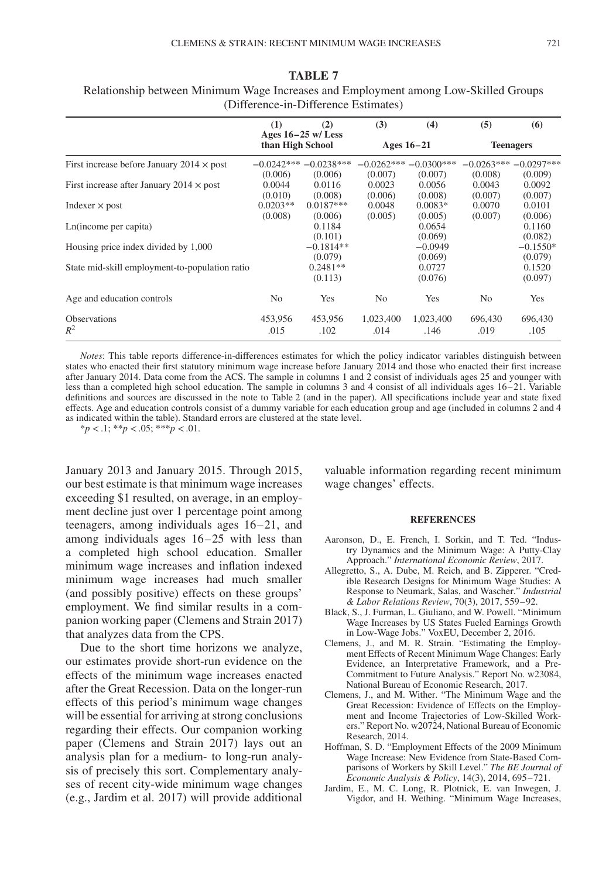**TABLE 7**

Relationship between Minimum Wage Increases and Employment among Low-Skilled Groups (Difference-in-Difference Estimates)

| | (1) | (2) | (3) | (4) | (5) | (6) |
|---|---|---|---|---|---|---|
| | Ages 16–25 w/ Less than High School | | Ages 16–21 | | Teenagers | |
| First increase before January 2014 × post | −0.0242*** | −0.0238*** | −0.0262*** | −0.0300*** | −0.0263*** | −0.0297*** |
| | (0.006) | (0.006) | (0.007) | (0.007) | (0.008) | (0.009) |
| First increase after January 2014 × post | 0.0044 | 0.0116 | 0.0023 | 0.0056 | 0.0043 | 0.0092 |
| | (0.010) | (0.008) | (0.006) | (0.008) | (0.007) | (0.007) |
| Indexer × post | 0.0203** | 0.0187*** | 0.0048 | 0.0083* | 0.0070 | 0.0101 |
| | (0.008) | (0.006) | (0.005) | (0.005) | (0.007) | (0.006) |
| Ln(income per capita) | | 0.1184 | | 0.0654 | | 0.1160 |
| | | (0.101) | | (0.069) | | (0.082) |
| Housing price index divided by 1,000 | | −0.1814** | | −0.0949 | | −0.1550* |
| | | (0.079) | | (0.069) | | (0.079) |
| State mid-skill employment-to-population ratio | | 0.2481** | | 0.0727 | | 0.1520 |
| | | (0.113) | | (0.076) | | (0.097) |
| Age and education controls | No | Yes | No | Yes | No | Yes |
| Observations | 453,956 | 453,956 | 1,023,400 | 1,023,400 | 696,430 | 696,430 |
| $R^2$ | .015 | .102 | .014 | .146 | .019 | .105 |

*Notes*: This table reports difference-in-differences estimates for which the policy indicator variables distinguish between states who enacted their first statutory minimum wage increase before January 2014 and those who enacted their first increase after January 2014. Data come from the ACS. The sample in columns 1 and 2 consist of individuals ages 25 and younger with less than a completed high school education. The sample in columns 3 and 4 consist of all individuals ages 16–21. Variable definitions and sources are discussed in the note to Table 2 (and in the paper). All specifications include year and state fixed effects. Age and education controls consist of a dummy variable for each education group and age (included in columns 2 and 4 as indicated within the table). Standard errors are clustered at the state level.

$^{*}p < .1$; $^{**}p < .05$; $^{***}p < .01$.

January 2013 and January 2015. Through 2015, our best estimate is that minimum wage increases exceeding $1 resulted, on average, in an employment decline just over 1 percentage point among teenagers, among individuals ages 16–21, and among individuals ages 16–25 with less than a completed high school education. Smaller minimum wage increases and inflation indexed minimum wage increases had much smaller (and possibly positive) effects on these groups' employment. We find similar results in a companion working paper (Clemens and Strain 2017) that analyzes data from the CPS.

Due to the short time horizons we analyze, our estimates provide short-run evidence on the effects of the minimum wage increases enacted after the Great Recession. Data on the longer-run effects of this period's minimum wage changes will be essential for arriving at strong conclusions regarding their effects. Our companion working paper (Clemens and Strain 2017) lays out an analysis plan for a medium- to long-run analysis of precisely this sort. Complementary analyses of recent city-wide minimum wage changes (e.g., Jardim et al. 2017) will provide additional valuable information regarding recent minimum wage changes' effects.

## REFERENCES

- Aaronson, D., E. French, I. Sorkin, and T. Ted. "Industry Dynamics and the Minimum Wage: A Putty-Clay Approach." *International Economic Review*, 2017.
- Allegretto, S., A. Dube, M. Reich, and B. Zipperer. "Credible Research Designs for Minimum Wage Studies: A Response to Neumark, Salas, and Wascher." *Industrial & Labor Relations Review*, 70(3), 2017, 559–92.
- Black, S., J. Furman, L. Giuliano, and W. Powell. "Minimum Wage Increases by US States Fueled Earnings Growth in Low-Wage Jobs." VoxEU, December 2, 2016.
- Clemens, J., and M. R. Strain. "Estimating the Employment Effects of Recent Minimum Wage Changes: Early Evidence, an Interpretative Framework, and a Pre-Commitment to Future Analysis." Report No. w23084, National Bureau of Economic Research, 2017.
- Clemens, J., and M. Wither. "The Minimum Wage and the Great Recession: Evidence of Effects on the Employment and Income Trajectories of Low-Skilled Workers." Report No. w20724, National Bureau of Economic Research, 2014.
- Hoffman, S. D. "Employment Effects of the 2009 Minimum Wage Increase: New Evidence from State-Based Comparisons of Workers by Skill Level." *The BE Journal of Economic Analysis & Policy*, 14(3), 2014, 695–721.
- Jardim, E., M. C. Long, R. Plotnick, E. van Inwegen, J. Vigdor, and H. Wething. "Minimum Wage Increases,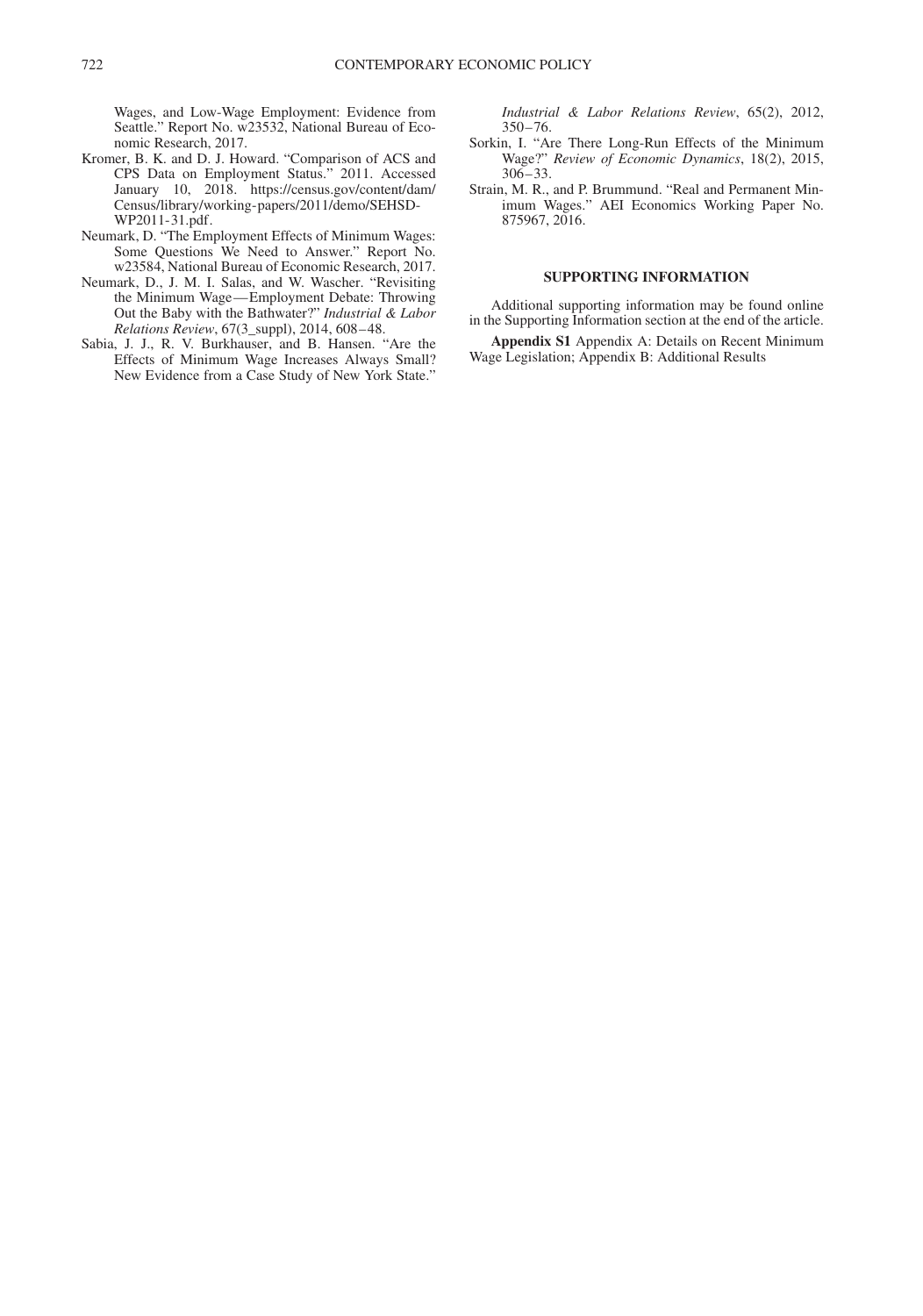Wages, and Low-Wage Employment: Evidence from Seattle." Report No. w23532, National Bureau of Economic Research, 2017.

Kromer, B. K. and D. J. Howard. "Comparison of ACS and CPS Data on Employment Status." 2011. Accessed January 10, 2018. https://census.gov/content/dam/Census/library/working-papers/2011/demo/SEHSD-WP2011-31.pdf.

Neumark, D. "The Employment Effects of Minimum Wages: Some Questions We Need to Answer." Report No. w23584, National Bureau of Economic Research, 2017.

Neumark, D., J. M. I. Salas, and W. Wascher. "Revisiting the Minimum Wage—Employment Debate: Throwing Out the Baby with the Bathwater?" *Industrial & Labor Relations Review*, 67(3_suppl), 2014, 608–48.

Sabia, J. J., R. V. Burkhauser, and B. Hansen. "Are the Effects of Minimum Wage Increases Always Small? New Evidence from a Case Study of New York State." *Industrial & Labor Relations Review*, 65(2), 2012, 350–76.

Sorkin, I. "Are There Long-Run Effects of the Minimum Wage?" *Review of Economic Dynamics*, 18(2), 2015, 306–33.

Strain, M. R., and P. Brummund. "Real and Permanent Minimum Wages." AEI Economics Working Paper No. 875967, 2016.

## SUPPORTING INFORMATION

Additional supporting information may be found online in the Supporting Information section at the end of the article.

**Appendix S1** Appendix A: Details on Recent Minimum Wage Legislation; Appendix B: Additional Results